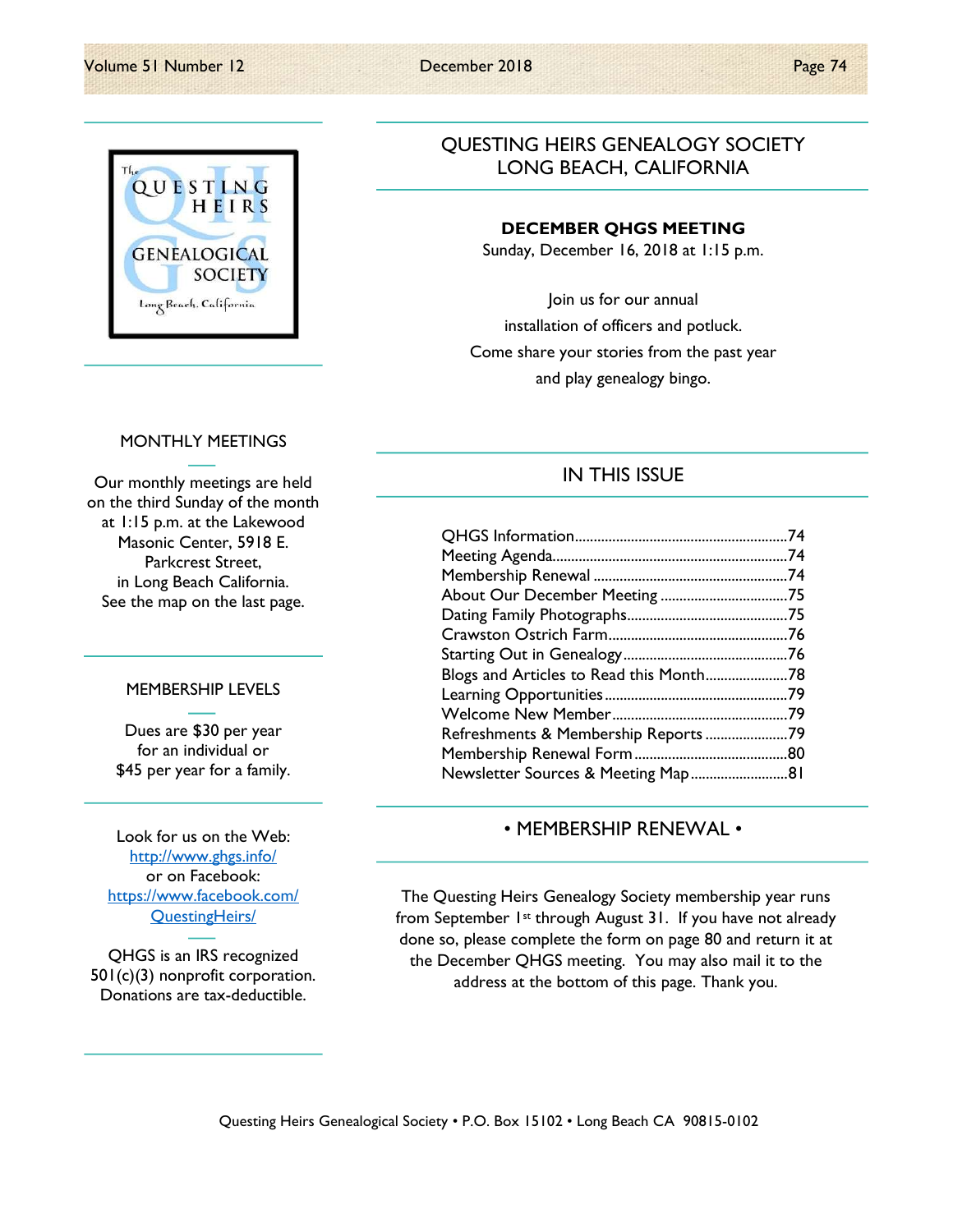# QUESTING HEIRS GENEALOGY SOCIETY
# LONG BEACH, CALIFORNIA

## DECEMBER QHGS MEETING

Sunday, December 16, 2018 at 1:15 p.m.

Join us for our annual
installation of officers and potluck.
Come share your stories from the past year
and play genealogy bingo.

## MONTHLY MEETINGS

Our monthly meetings are held on the third Sunday of the month at 1:15 p.m. at the Lakewood Masonic Center, 5918 E. Parkcrest Street, in Long Beach California. See the map on the last page.

## MEMBERSHIP LEVELS

Dues are $30 per year for an individual or $45 per year for a family.

Look for us on the Web:
http://www.qhgs.info/
or on Facebook:
https://www.facebook.com/QuestingHeirs/

QHGS is an IRS recognized 501(c)(3) nonprofit corporation. Donations are tax-deductible.

## IN THIS ISSUE

QHGS Information....74
Meeting Agenda....74
Membership Renewal....74
About Our December Meeting....75
Dating Family Photographs....75
Crawston Ostrich Farm....76
Starting Out in Genealogy....76
Blogs and Articles to Read this Month....78
Learning Opportunities....79
Welcome New Member....79
Refreshments & Membership Reports....79
Membership Renewal Form....80
Newsletter Sources & Meeting Map....81

## • MEMBERSHIP RENEWAL •

The Questing Heirs Genealogy Society membership year runs from September 1st through August 31. If you have not already done so, please complete the form on page 80 and return it at the December QHGS meeting. You may also mail it to the address at the bottom of this page. Thank you.

Questing Heirs Genealogical Society • P.O. Box 15102 • Long Beach CA 90815-0102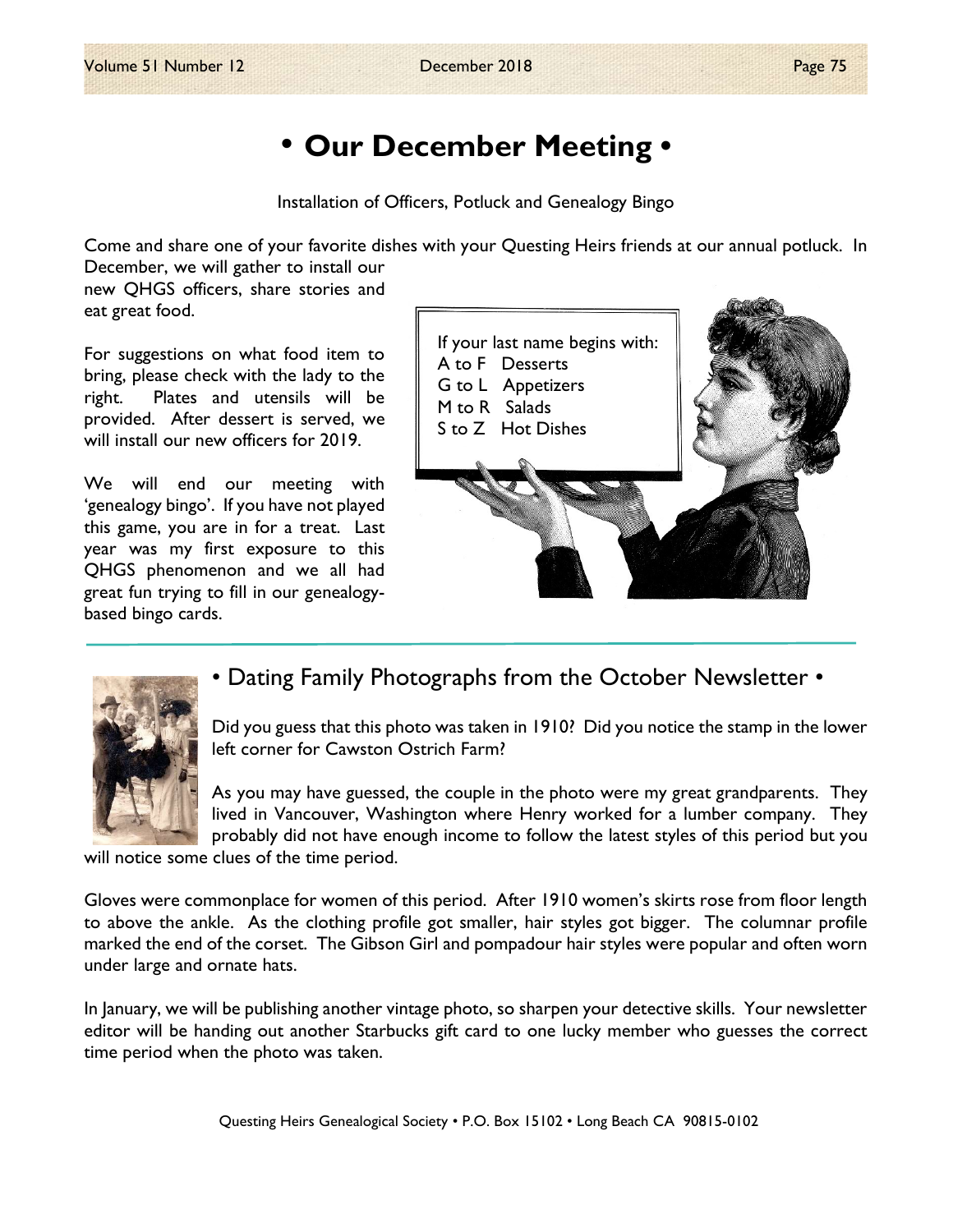# • Our December Meeting •

Installation of Officers, Potluck and Genealogy Bingo

Come and share one of your favorite dishes with your Questing Heirs friends at our annual potluck. In December, we will gather to install our new QHGS officers, share stories and eat great food.

For suggestions on what food item to bring, please check with the lady to the right. Plates and utensils will be provided. After dessert is served, we will install our new officers for 2019.

If your last name begins with:
A to F Desserts
G to L Appetizers
M to R Salads
S to Z Hot Dishes

We will end our meeting with 'genealogy bingo'. If you have not played this game, you are in for a treat. Last year was my first exposure to this QHGS phenomenon and we all had great fun trying to fill in our genealogy-based bingo cards.

## • Dating Family Photographs from the October Newsletter •

Did you guess that this photo was taken in 1910? Did you notice the stamp in the lower left corner for Cawston Ostrich Farm?

As you may have guessed, the couple in the photo were my great grandparents. They lived in Vancouver, Washington where Henry worked for a lumber company. They probably did not have enough income to follow the latest styles of this period but you will notice some clues of the time period.

Gloves were commonplace for women of this period. After 1910 women's skirts rose from floor length to above the ankle. As the clothing profile got smaller, hair styles got bigger. The columnar profile marked the end of the corset. The Gibson Girl and pompadour hair styles were popular and often worn under large and ornate hats.

In January, we will be publishing another vintage photo, so sharpen your detective skills. Your newsletter editor will be handing out another Starbucks gift card to one lucky member who guesses the correct time period when the photo was taken.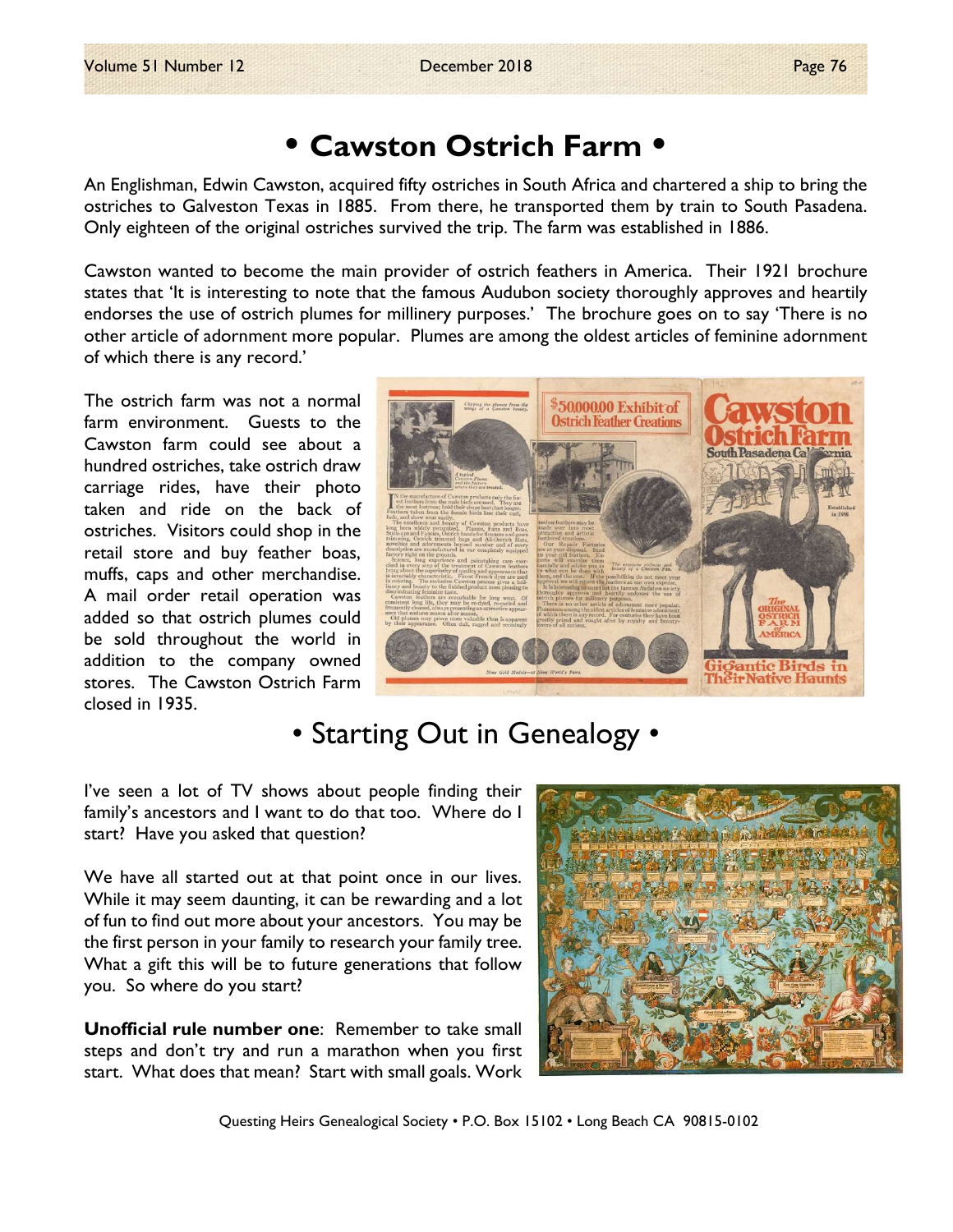# • Cawston Ostrich Farm •

An Englishman, Edwin Cawston, acquired fifty ostriches in South Africa and chartered a ship to bring the ostriches to Galveston Texas in 1885. From there, he transported them by train to South Pasadena. Only eighteen of the original ostriches survived the trip. The farm was established in 1886.

Cawston wanted to become the main provider of ostrich feathers in America. Their 1921 brochure states that 'It is interesting to note that the famous Audubon society thoroughly approves and heartily endorses the use of ostrich plumes for millinery purposes.' The brochure goes on to say 'There is no other article of adornment more popular. Plumes are among the oldest articles of feminine adornment of which there is any record.'

The ostrich farm was not a normal farm environment. Guests to the Cawston farm could see about a hundred ostriches, take ostrich draw carriage rides, have their photo taken and ride on the back of ostriches. Visitors could shop in the retail store and buy feather boas, muffs, caps and other merchandise. A mail order retail operation was added so that ostrich plumes could be sold throughout the world in addition to the company owned stores. The Cawston Ostrich Farm closed in 1935.

# • Starting Out in Genealogy •

I've seen a lot of TV shows about people finding their family's ancestors and I want to do that too. Where do I start? Have you asked that question?

We have all started out at that point once in our lives. While it may seem daunting, it can be rewarding and a lot of fun to find out more about your ancestors. You may be the first person in your family to research your family tree. What a gift this will be to future generations that follow you. So where do you start?

**Unofficial rule number one**: Remember to take small steps and don't try and run a marathon when you first start. What does that mean? Start with small goals. Work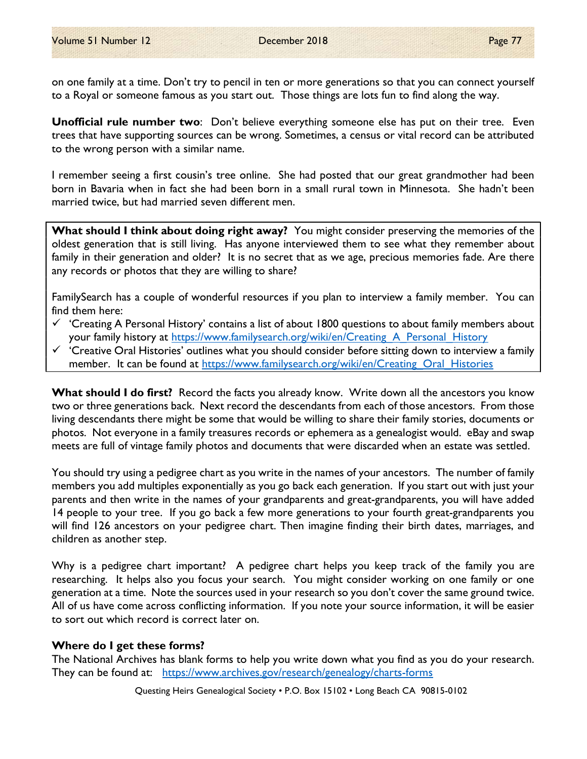on one family at a time. Don't try to pencil in ten or more generations so that you can connect yourself to a Royal or someone famous as you start out. Those things are lots fun to find along the way.

**Unofficial rule number two**: Don't believe everything someone else has put on their tree. Even trees that have supporting sources can be wrong. Sometimes, a census or vital record can be attributed to the wrong person with a similar name.

I remember seeing a first cousin's tree online. She had posted that our great grandmother had been born in Bavaria when in fact she had been born in a small rural town in Minnesota. She hadn't been married twice, but had married seven different men.

**What should I think about doing right away?** You might consider preserving the memories of the oldest generation that is still living. Has anyone interviewed them to see what they remember about family in their generation and older? It is no secret that as we age, precious memories fade. Are there any records or photos that they are willing to share?

FamilySearch has a couple of wonderful resources if you plan to interview a family member. You can find them here:

- ✓ 'Creating A Personal History' contains a list of about 1800 questions to about family members about your family history at https://www.familysearch.org/wiki/en/Creating_A_Personal_History
- ✓ 'Creative Oral Histories' outlines what you should consider before sitting down to interview a family member. It can be found at https://www.familysearch.org/wiki/en/Creating_Oral_Histories

**What should I do first?** Record the facts you already know. Write down all the ancestors you know two or three generations back. Next record the descendants from each of those ancestors. From those living descendants there might be some that would be willing to share their family stories, documents or photos. Not everyone in a family treasures records or ephemera as a genealogist would. eBay and swap meets are full of vintage family photos and documents that were discarded when an estate was settled.

You should try using a pedigree chart as you write in the names of your ancestors. The number of family members you add multiples exponentially as you go back each generation. If you start out with just your parents and then write in the names of your grandparents and great-grandparents, you will have added 14 people to your tree. If you go back a few more generations to your fourth great-grandparents you will find 126 ancestors on your pedigree chart. Then imagine finding their birth dates, marriages, and children as another step.

Why is a pedigree chart important? A pedigree chart helps you keep track of the family you are researching. It helps also you focus your search. You might consider working on one family or one generation at a time. Note the sources used in your research so you don't cover the same ground twice. All of us have come across conflicting information. If you note your source information, it will be easier to sort out which record is correct later on.

**Where do I get these forms?**

The National Archives has blank forms to help you write down what you find as you do your research. They can be found at: https://www.archives.gov/research/genealogy/charts-forms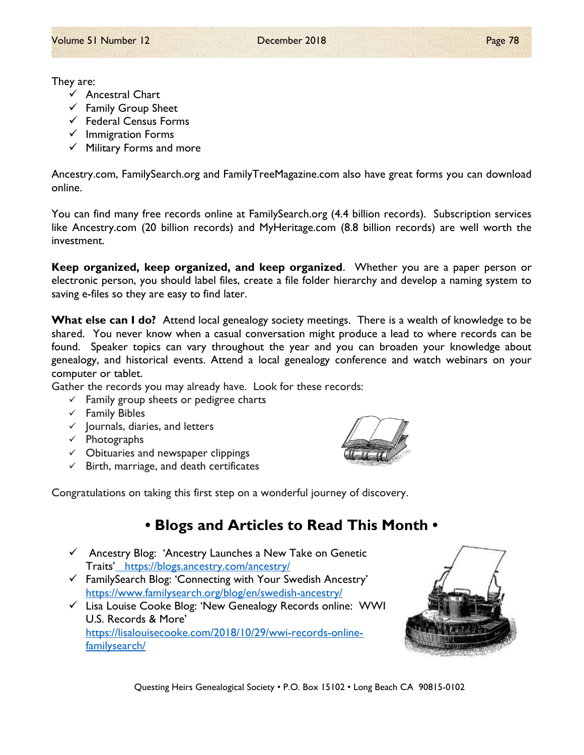They are:

- ✓ Ancestral Chart
- ✓ Family Group Sheet
- ✓ Federal Census Forms
- ✓ Immigration Forms
- ✓ Military Forms and more

Ancestry.com, FamilySearch.org and FamilyTreeMagazine.com also have great forms you can download online.

You can find many free records online at FamilySearch.org (4.4 billion records). Subscription services like Ancestry.com (20 billion records) and MyHeritage.com (8.8 billion records) are well worth the investment.

**Keep organized, keep organized, and keep organized**. Whether you are a paper person or electronic person, you should label files, create a file folder hierarchy and develop a naming system to saving e-files so they are easy to find later.

**What else can I do?** Attend local genealogy society meetings. There is a wealth of knowledge to be shared. You never know when a casual conversation might produce a lead to where records can be found. Speaker topics can vary throughout the year and you can broaden your knowledge about genealogy, and historical events. Attend a local genealogy conference and watch webinars on your computer or tablet.

Gather the records you may already have. Look for these records:

- ✓ Family group sheets or pedigree charts
- ✓ Family Bibles
- ✓ Journals, diaries, and letters
- ✓ Photographs
- ✓ Obituaries and newspaper clippings
- ✓ Birth, marriage, and death certificates

Congratulations on taking this first step on a wonderful journey of discovery.

## • Blogs and Articles to Read This Month •

- ✓ Ancestry Blog: 'Ancestry Launches a New Take on Genetic Traits' https://blogs.ancestry.com/ancestry/
- ✓ FamilySearch Blog: 'Connecting with Your Swedish Ancestry' https://www.familysearch.org/blog/en/swedish-ancestry/
- ✓ Lisa Louise Cooke Blog: 'New Genealogy Records online: WWI U.S. Records & More' https://lisalouisecooke.com/2018/10/29/wwi-records-online-familysearch/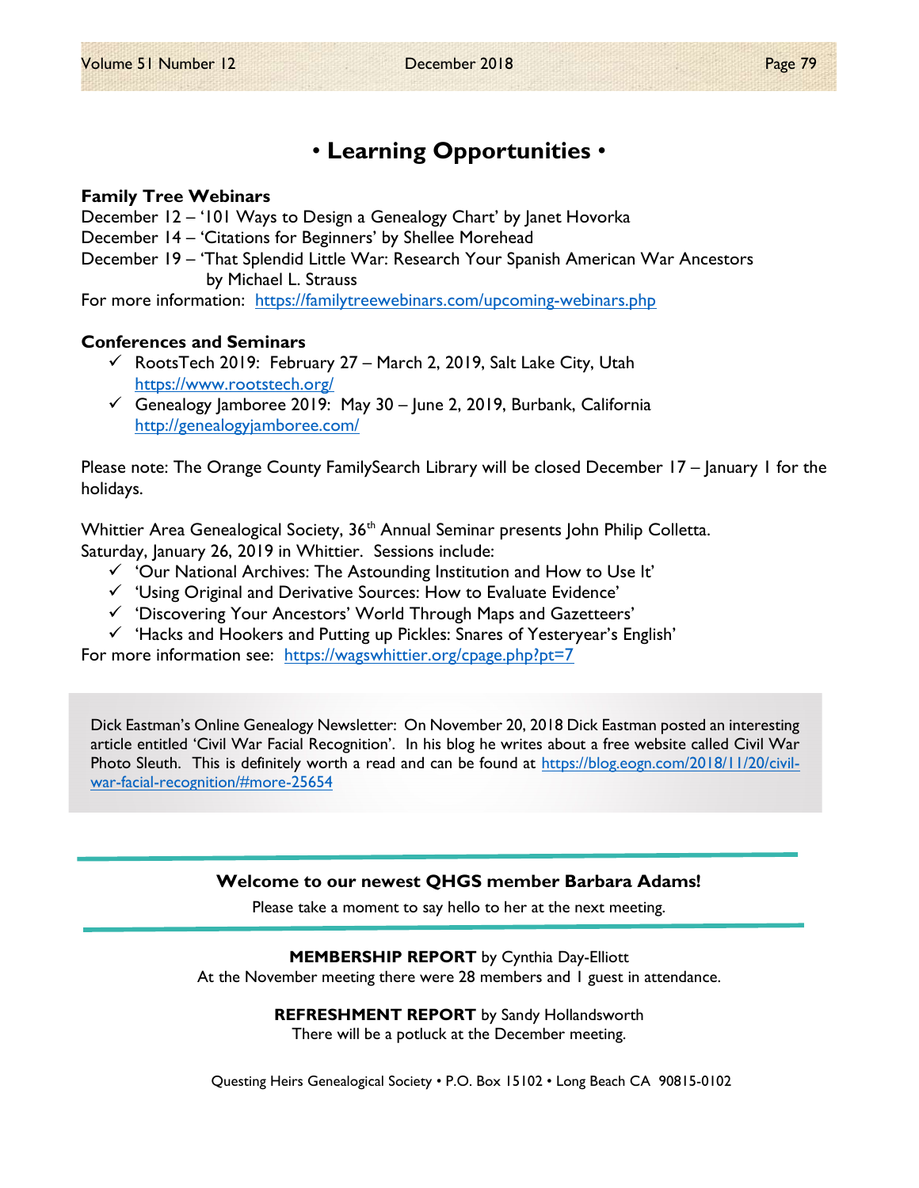# • Learning Opportunities •

**Family Tree Webinars**

December 12 – '101 Ways to Design a Genealogy Chart' by Janet Hovorka
December 14 – 'Citations for Beginners' by Shellee Morehead
December 19 – 'That Splendid Little War: Research Your Spanish American War Ancestors by Michael L. Strauss

For more information: https://familytreewebinars.com/upcoming-webinars.php

**Conferences and Seminars**

- ✓ RootsTech 2019: February 27 – March 2, 2019, Salt Lake City, Utah
  https://www.rootstech.org/
- ✓ Genealogy Jamboree 2019: May 30 – June 2, 2019, Burbank, California
  http://genealogyjamboree.com/

Please note: The Orange County FamilySearch Library will be closed December 17 – January 1 for the holidays.

Whittier Area Genealogical Society, 36th Annual Seminar presents John Philip Colletta.
Saturday, January 26, 2019 in Whittier. Sessions include:

- ✓ 'Our National Archives: The Astounding Institution and How to Use It'
- ✓ 'Using Original and Derivative Sources: How to Evaluate Evidence'
- ✓ 'Discovering Your Ancestors' World Through Maps and Gazetteers'
- ✓ 'Hacks and Hookers and Putting up Pickles: Snares of Yesteryear's English'

For more information see: https://wagswhittier.org/cpage.php?pt=7

Dick Eastman's Online Genealogy Newsletter: On November 20, 2018 Dick Eastman posted an interesting article entitled 'Civil War Facial Recognition'. In his blog he writes about a free website called Civil War Photo Sleuth. This is definitely worth a read and can be found at https://blog.eogn.com/2018/11/20/civil-war-facial-recognition/#more-25654

---

**Welcome to our newest QHGS member Barbara Adams!**

Please take a moment to say hello to her at the next meeting.

---

**MEMBERSHIP REPORT** by Cynthia Day-Elliott

At the November meeting there were 28 members and 1 guest in attendance.

**REFRESHMENT REPORT** by Sandy Hollandsworth

There will be a potluck at the December meeting.

Questing Heirs Genealogical Society • P.O. Box 15102 • Long Beach CA 90815-0102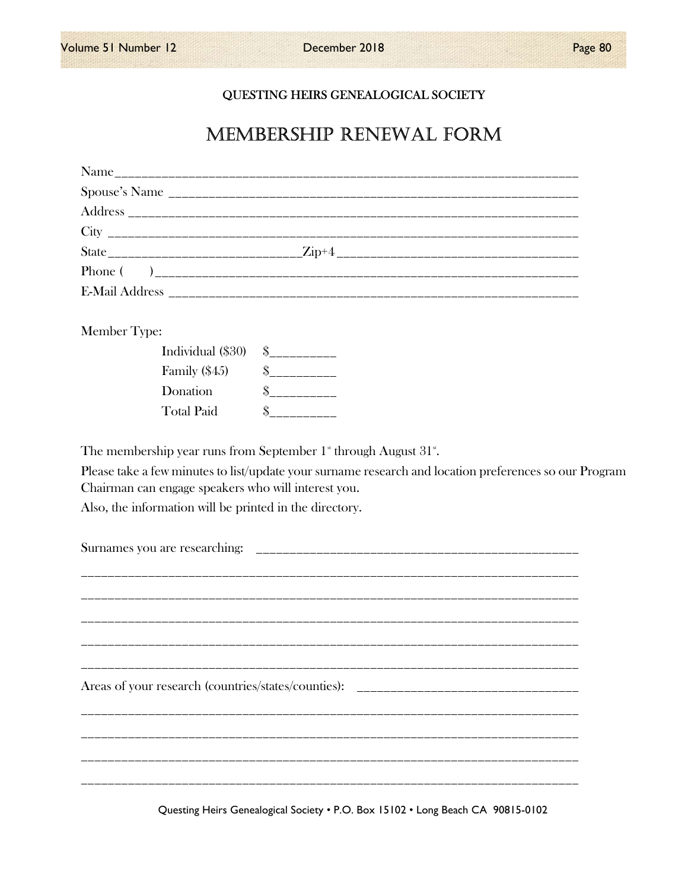QUESTING HEIRS GENEALOGICAL SOCIETY

# MEMBERSHIP RENEWAL FORM

Name_______________________________________________________________________

Spouse's Name _______________________________________________________________

Address ____________________________________________________________________

City _______________________________________________________________________

State___________________________Zip+4 ______________________________________

Phone (     )_________________________________________________________________

E-Mail Address _______________________________________________________________

Member Type:

| | |
|---|---|
| Individual ($30) | $__________ |
| Family ($45) | $__________ |
| Donation | $__________ |
| Total Paid | $__________ |

The membership year runs from September 1st through August 31st.

Please take a few minutes to list/update your surname research and location preferences so our Program Chairman can engage speakers who will interest you.

Also, the information will be printed in the directory.

Surnames you are researching: ____________________________________________

___________________________________________________________________________

___________________________________________________________________________

___________________________________________________________________________

___________________________________________________________________________

___________________________________________________________________________

Areas of your research (countries/states/counties): _______________________________

___________________________________________________________________________

___________________________________________________________________________

___________________________________________________________________________

___________________________________________________________________________

Questing Heirs Genealogical Society • P.O. Box 15102 • Long Beach CA 90815-0102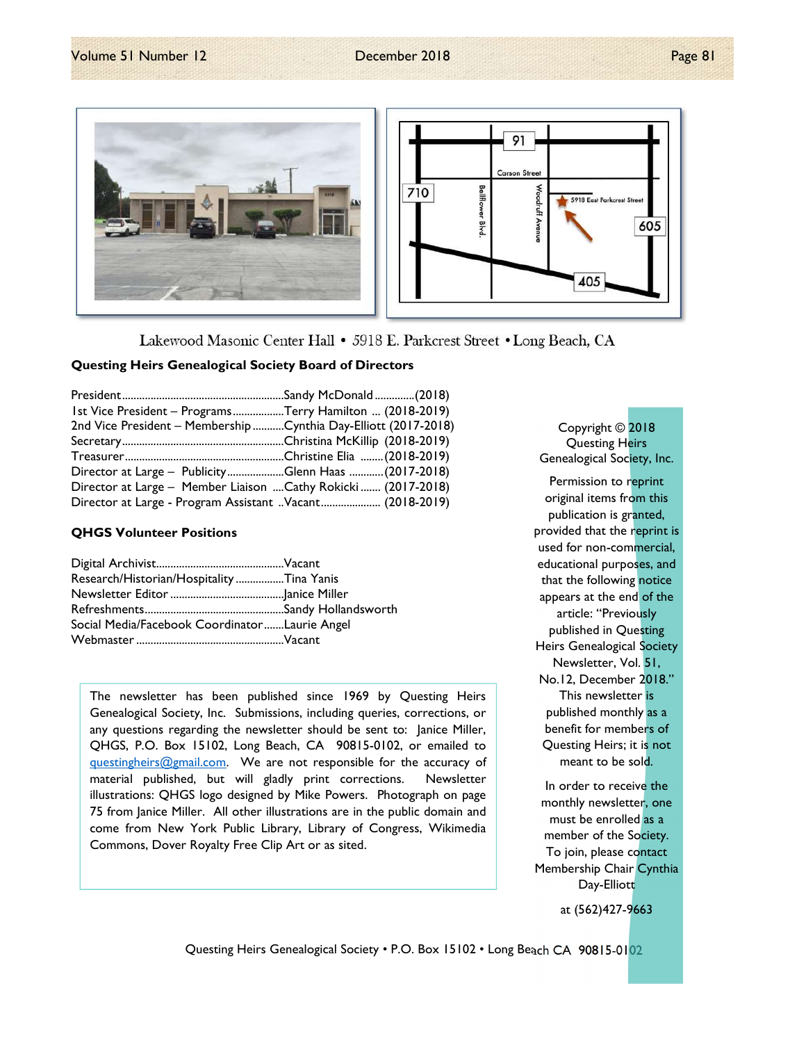Lakewood Masonic Center Hall • 5918 E. Parkcrest Street • Long Beach, CA

**Questing Heirs Genealogical Society Board of Directors**

President..........................................................Sandy McDonald..............(2018)
1st Vice President – Programs..................Terry Hamilton ... (2018-2019)
2nd Vice President – Membership...........Cynthia Day-Elliott (2017-2018)
Secretary..........................................................Christina McKillip (2018-2019)
Treasurer..........................................................Christine Elia ........(2018-2019)
Director at Large – Publicity....................Glenn Haas ............(2017-2018)
Director at Large – Member Liaison ....Cathy Rokicki ....... (2017-2018)
Director at Large - Program Assistant ..Vacant..................... (2018-2019)

**QHGS Volunteer Positions**

Digital Archivist.............................................Vacant
Research/Historian/Hospitality .................Tina Yanis
Newsletter Editor ........................................Janice Miller
Refreshments.................................................Sandy Hollandsworth
Social Media/Facebook Coordinator.......Laurie Angel
Webmaster ....................................................Vacant

The newsletter has been published since 1969 by Questing Heirs Genealogical Society, Inc. Submissions, including queries, corrections, or any questions regarding the newsletter should be sent to: Janice Miller, QHGS, P.O. Box 15102, Long Beach, CA 90815-0102, or emailed to questingheirs@gmail.com. We are not responsible for the accuracy of material published, but will gladly print corrections. Newsletter illustrations: QHGS logo designed by Mike Powers. Photograph on page 75 from Janice Miller. All other illustrations are in the public domain and come from New York Public Library, Library of Congress, Wikimedia Commons, Dover Royalty Free Clip Art or as sited.

Copyright © 2018 Questing Heirs Genealogical Society, Inc.

Permission to reprint original items from this publication is granted, provided that the reprint is used for non-commercial, educational purposes, and that the following notice appears at the end of the article: "Previously published in Questing Heirs Genealogical Society Newsletter, Vol. 51, No.12, December 2018." This newsletter is published monthly as a benefit for members of Questing Heirs; it is not meant to be sold.

In order to receive the monthly newsletter, one must be enrolled as a member of the Society. To join, please contact Membership Chair Cynthia Day-Elliott

at (562)427-9663

Questing Heirs Genealogical Society • P.O. Box 15102 • Long Beach CA 90815-0102